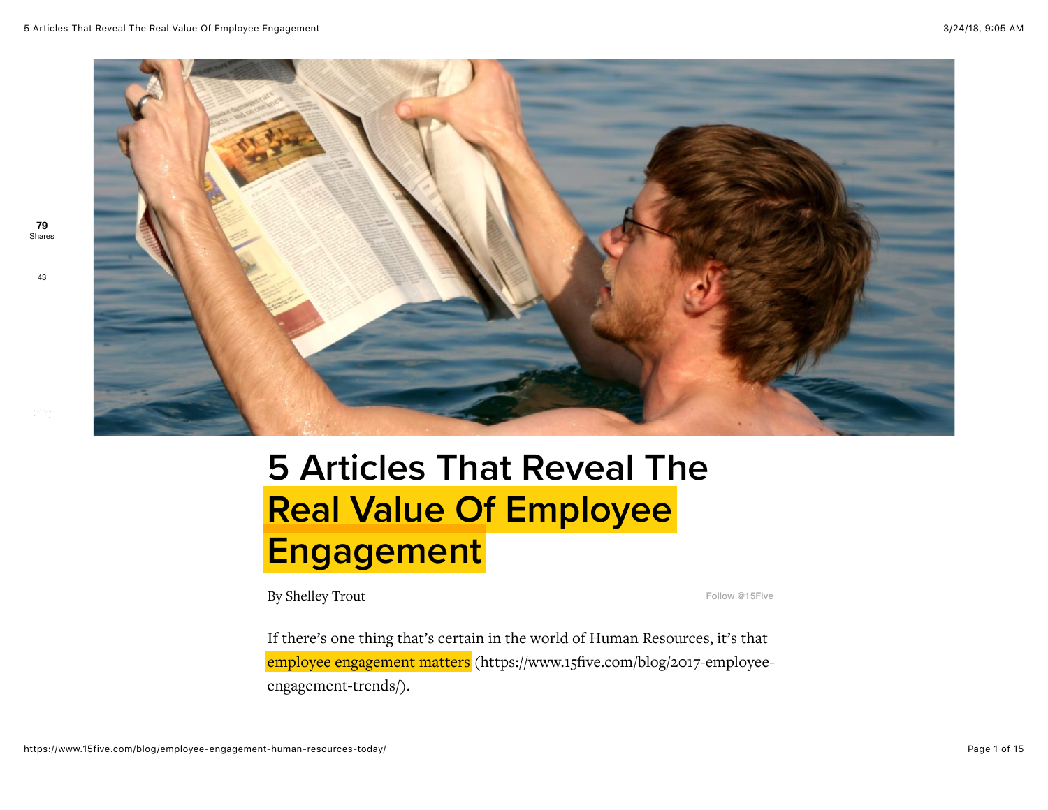# 5 Articles That Reveal The Real Value Of Employee Engagement

By Shelley Trout

Follow @15Five

If there's one thing that's certain in the world of Human Resources, it's that employee engagement matters (https://www.15five.com/blog/2017-employee-engagement-trends/).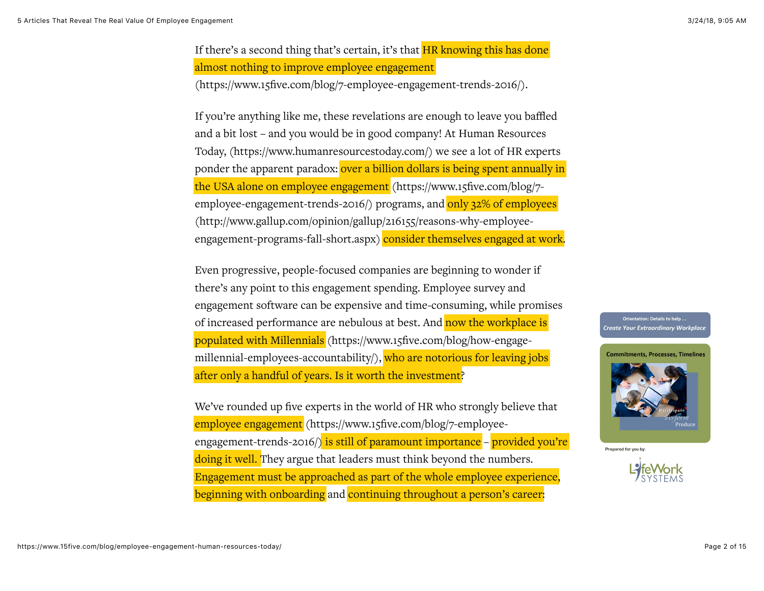If there's a second thing that's certain, it's that HR knowing this has done almost nothing to improve employee engagement (https://www.15five.com/blog/7-employee-engagement-trends-2016/).

If you're anything like me, these revelations are enough to leave you baffled and a bit lost – and you would be in good company! At Human Resources Today, (https://www.humanresourcestoday.com/) we see a lot of HR experts ponder the apparent paradox: over a billion dollars is being spent annually in the USA alone on employee engagement (https://www.15five.com/blog/7-employee-engagement-trends-2016/) programs, and only 32% of employees (http://www.gallup.com/opinion/gallup/216155/reasons-why-employee-engagement-programs-fall-short.aspx) consider themselves engaged at work.

Even progressive, people-focused companies are beginning to wonder if there's any point to this engagement spending. Employee survey and engagement software can be expensive and time-consuming, while promises of increased performance are nebulous at best. And now the workplace is populated with Millennials (https://www.15five.com/blog/how-engage-millennial-employees-accountability/), who are notorious for leaving jobs after only a handful of years. Is it worth the investment?

We've rounded up five experts in the world of HR who strongly believe that employee engagement (https://www.15five.com/blog/7-employee-engagement-trends-2016/) is still of paramount importance – provided you're doing it well. They argue that leaders must think beyond the numbers. Engagement must be approached as part of the whole employee experience, beginning with onboarding and continuing throughout a person's career:

Orientation: Details to help ...
*Create Your Extraordinary Workplace*

Commitments, Processes, Timelines

Participate
Perform
Produce

Prepared for you by:

LifeWork SYSTEMS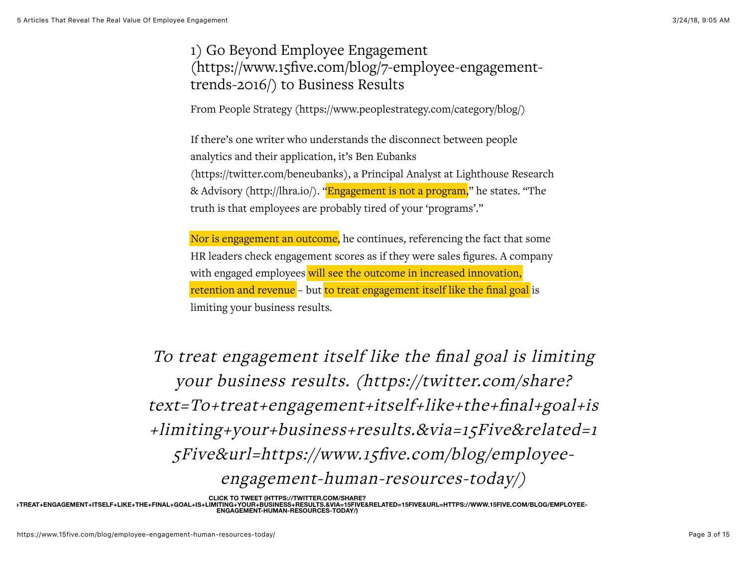## 1) Go Beyond Employee Engagement (https://www.15five.com/blog/7-employee-engagement-trends-2016/) to Business Results

From People Strategy (https://www.peoplestrategy.com/category/blog/)

If there's one writer who understands the disconnect between people analytics and their application, it's Ben Eubanks (https://twitter.com/beneubanks), a Principal Analyst at Lighthouse Research & Advisory (http://lhra.io/). "Engagement is not a program," he states. "The truth is that employees are probably tired of your 'programs'."

Nor is engagement an outcome, he continues, referencing the fact that some HR leaders check engagement scores as if they were sales figures. A company with engaged employees will see the outcome in increased innovation, retention and revenue – but to treat engagement itself like the final goal is limiting your business results.

*To treat engagement itself like the final goal is limiting your business results. (https://twitter.com/share?text=To+treat+engagement+itself+like+the+final+goal+is+limiting+your+business+results.&via=15Five&related=15Five&url=https://www.15five.com/blog/employee-engagement-human-resources-today/)*

**CLICK TO TWEET (HTTPS://TWITTER.COM/SHARE?TEXT=TO+TREAT+ENGAGEMENT+ITSELF+LIKE+THE+FINAL+GOAL+IS+LIMITING+YOUR+BUSINESS+RESULTS.&VIA=15FIVE&RELATED=15FIVE&URL=HTTPS://WWW.15FIVE.COM/BLOG/EMPLOYEE-ENGAGEMENT-HUMAN-RESOURCES-TODAY/)**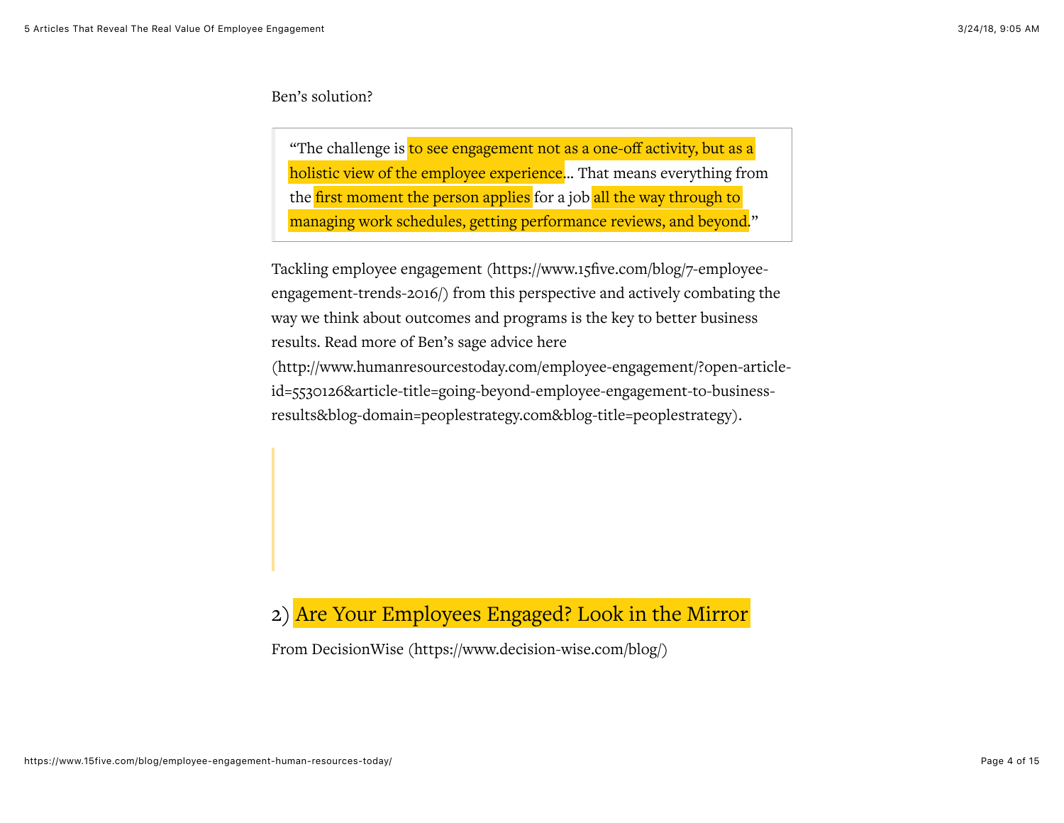Ben's solution?

> "The challenge is to see engagement not as a one-off activity, but as a holistic view of the employee experience... That means everything from the first moment the person applies for a job all the way through to managing work schedules, getting performance reviews, and beyond."

Tackling employee engagement (https://www.15five.com/blog/7-employee-engagement-trends-2016/) from this perspective and actively combating the way we think about outcomes and programs is the key to better business results. Read more of Ben's sage advice here (http://www.humanresourcestoday.com/employee-engagement/?open-article-id=5530126&article-title=going-beyond-employee-engagement-to-business-results&blog-domain=peoplestrategy.com&blog-title=peoplestrategy).

## 2) Are Your Employees Engaged? Look in the Mirror

From DecisionWise (https://www.decision-wise.com/blog/)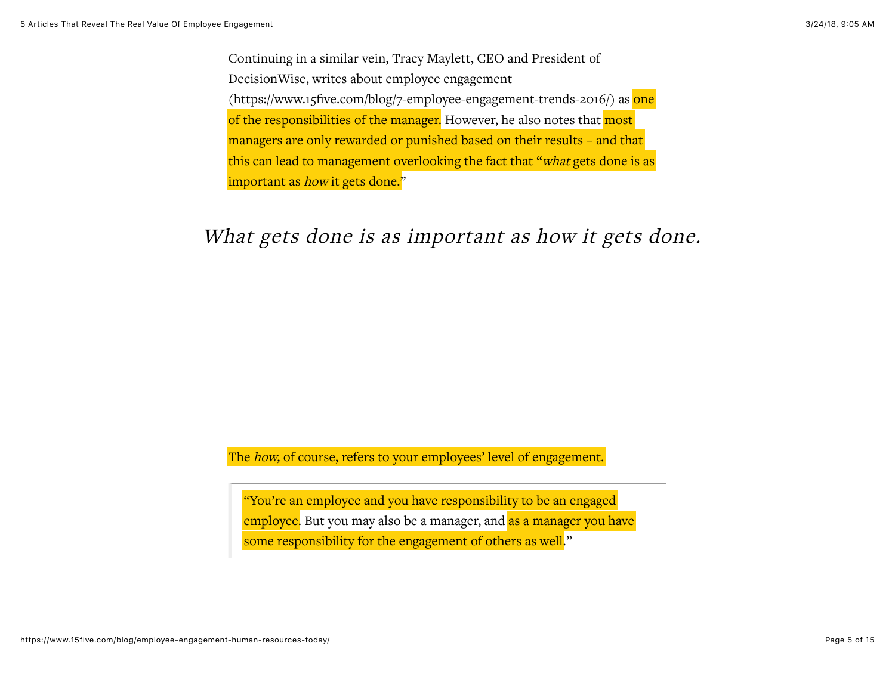Continuing in a similar vein, Tracy Maylett, CEO and President of DecisionWise, writes about employee engagement (https://www.15five.com/blog/7-employee-engagement-trends-2016/) as one of the responsibilities of the manager. However, he also notes that most managers are only rewarded or punished based on their results – and that this can lead to management overlooking the fact that "*what* gets done is as important as *how* it gets done."

*What gets done is as important as how it gets done.*

The *how,* of course, refers to your employees' level of engagement.

> "You're an employee and you have responsibility to be an engaged employee. But you may also be a manager, and as a manager you have some responsibility for the engagement of others as well."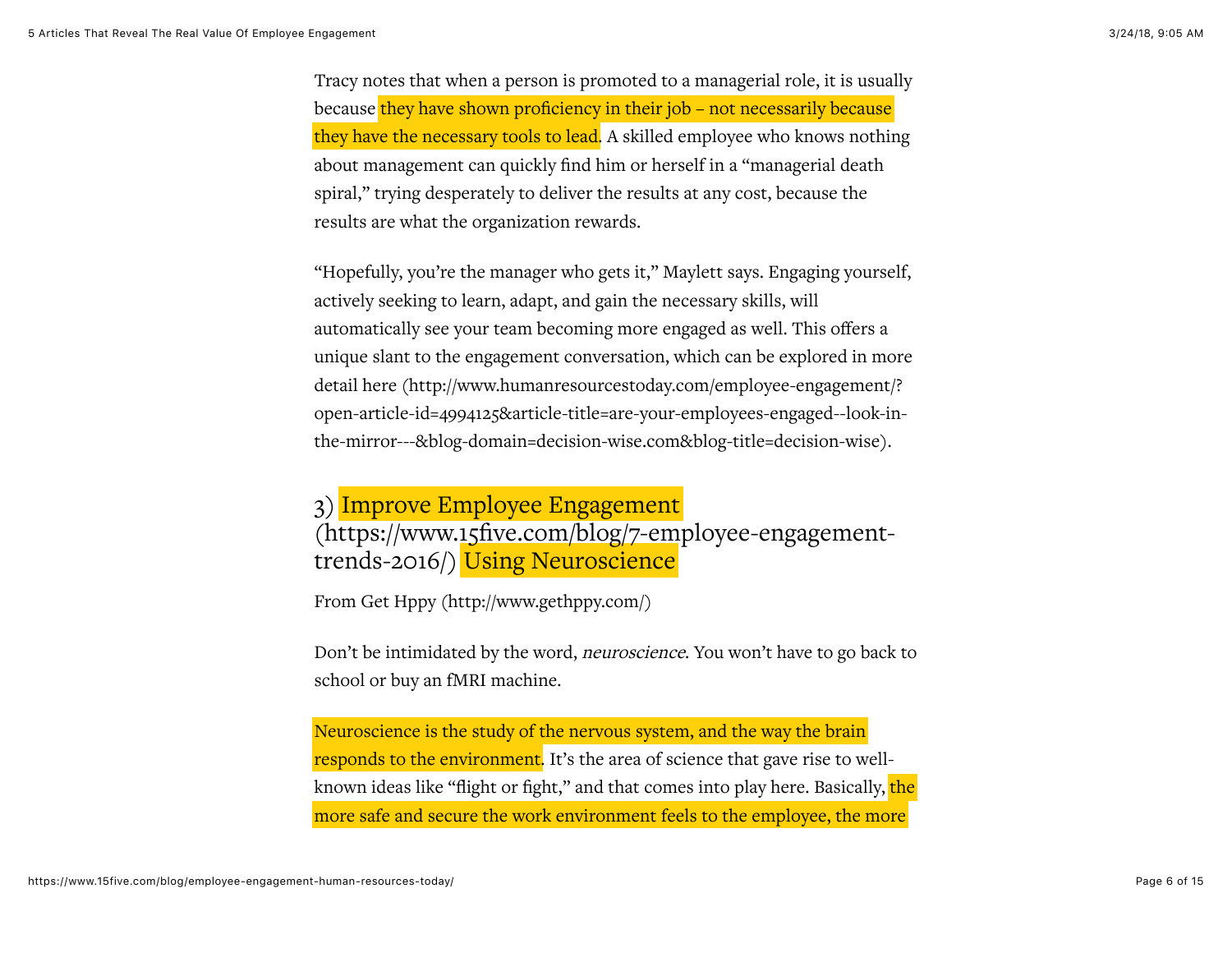Tracy notes that when a person is promoted to a managerial role, it is usually because they have shown proficiency in their job – not necessarily because they have the necessary tools to lead. A skilled employee who knows nothing about management can quickly find him or herself in a "managerial death spiral," trying desperately to deliver the results at any cost, because the results are what the organization rewards.

"Hopefully, you're the manager who gets it," Maylett says. Engaging yourself, actively seeking to learn, adapt, and gain the necessary skills, will automatically see your team becoming more engaged as well. This offers a unique slant to the engagement conversation, which can be explored in more detail here (http://www.humanresourcestoday.com/employee-engagement/?open-article-id=4994125&article-title=are-your-employees-engaged--look-in-the-mirror---&blog-domain=decision-wise.com&blog-title=decision-wise).

## 3) Improve Employee Engagement (https://www.15five.com/blog/7-employee-engagement-trends-2016/) Using Neuroscience

From Get Hppy (http://www.gethppy.com/)

Don't be intimidated by the word, *neuroscience*. You won't have to go back to school or buy an fMRI machine.

Neuroscience is the study of the nervous system, and the way the brain responds to the environment. It's the area of science that gave rise to well-known ideas like "flight or fight," and that comes into play here. Basically, the more safe and secure the work environment feels to the employee, the more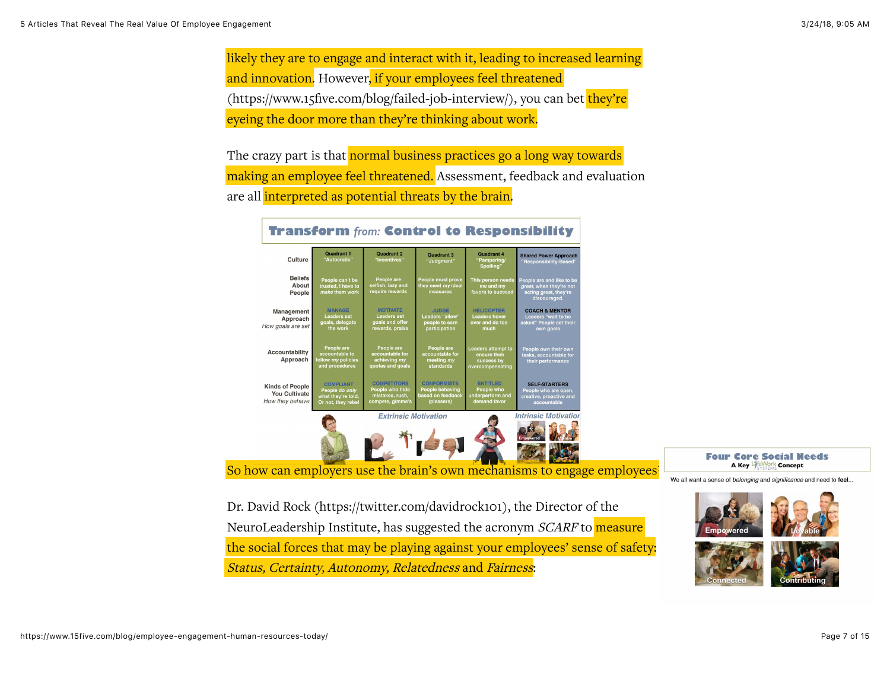likely they are to engage and interact with it, leading to increased learning and innovation. However, if your employees feel threatened (https://www.15five.com/blog/failed-job-interview/), you can bet they're eyeing the door more than they're thinking about work.

The crazy part is that normal business practices go a long way towards making an employee feel threatened. Assessment, feedback and evaluation are all interpreted as potential threats by the brain.

**Transform from: Control to Responsibility**

| | Quadrant 1 "Autocratic" | Quadrant 2 "Incentives" | Quadrant 3 "Judgment" | Quadrant 4 "Pampering/ Spoiling" | Shared Power Approach "Responsibility-Based" |
|---|---|---|---|---|---|
| Culture | | | | | |
| Beliefs About People | People can't be trusted, I have to *make* them work | People are selfish, lazy and require rewards | People must prove they meet *my* ideal measures | This person needs me and my favors to succeed | People are and like to be *great*, when they're not acting great, they're discouraged. |
| Management Approach *How goals are set* | MANAGE Leaders set goals, delegate the work | MOTIVATE Leaders set goals and offer rewards, praise | JUDGE Leaders "allow" people to earn participation | HELICOPTER Leaders hover over and do too much | COACH & MENTOR Leaders "wait to be asked" People set their own goals |
| Accountability Approach | People are accountable to follow *my* policies and procedures | People are accountable for achieving *my* quotas and goals | People are accountable for meeting *my* standards | Leaders attempt to ensure their success by overcompensating | People own their own tasks, accountable for their performance |
| Kinds of People You Cultivate *How they behave* | COMPLIANT People do *only* what they're told, Or not, they rebel | COMPETITORS People who hide mistakes, rush, compete, gimme's | CONFORMISTS People behaving based on feedback (pleasers) | ENTITLED People who underperform and demand favor | SELF-STARTERS People who are open, creative, proactive and accountable |
| | Extrinsic Motivation | | | | Intrinsic Motivation |

So how can employers use the brain's own mechanisms to engage employees?

Dr. David Rock (https://twitter.com/davidrock101), the Director of the NeuroLeadership Institute, has suggested the acronym *SCARF* to measure the social forces that may be playing against your employees' sense of safety: *Status, Certainty, Autonomy, Relatedness* and *Fairness*: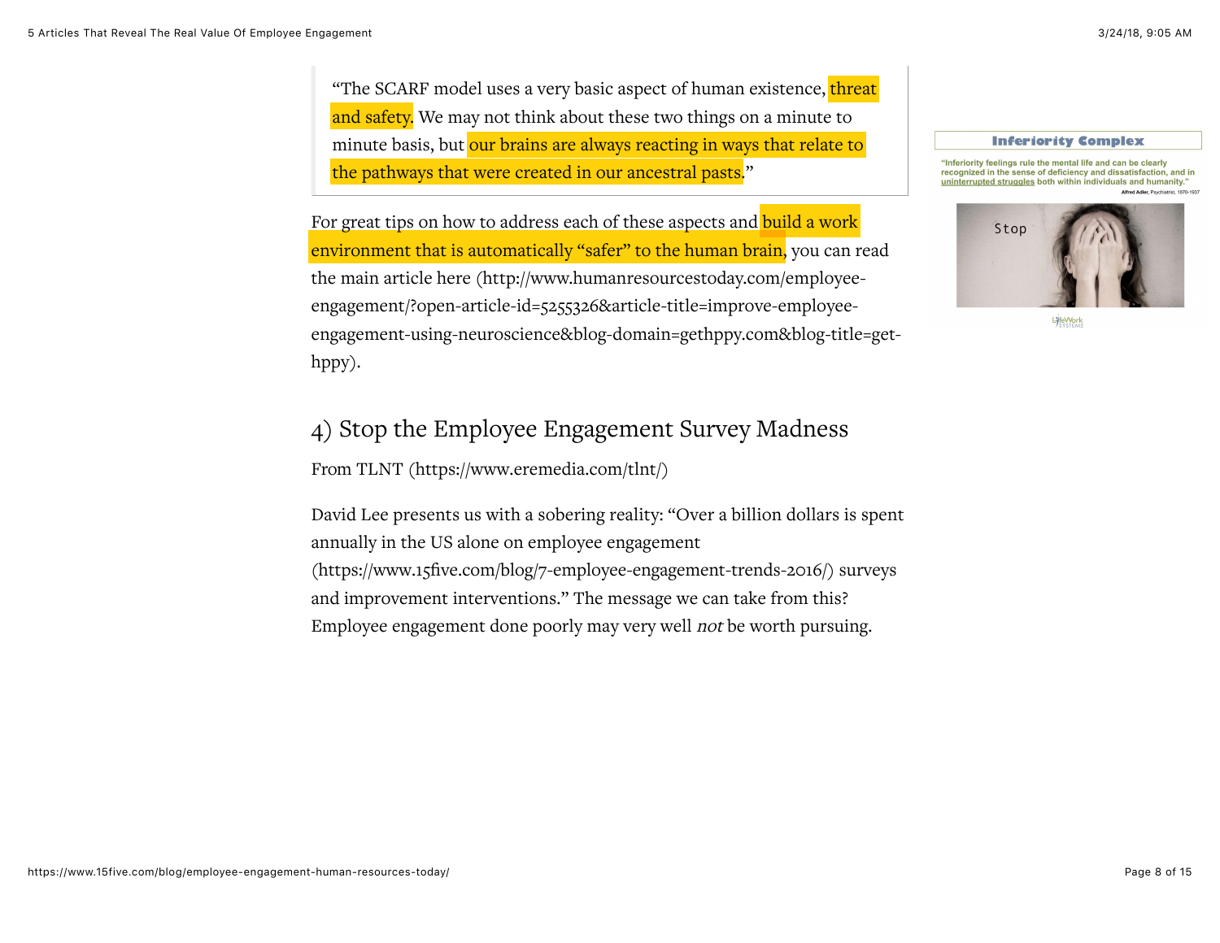> "The SCARF model uses a very basic aspect of human existence, threat and safety. We may not think about these two things on a minute to minute basis, but our brains are always reacting in ways that relate to the pathways that were created in our ancestral pasts."

For great tips on how to address each of these aspects and build a work environment that is automatically "safer" to the human brain, you can read the main article here (http://www.humanresourcestoday.com/employee-engagement/?open-article-id=5255326&article-title=improve-employee-engagement-using-neuroscience&blog-domain=gethppy.com&blog-title=get-hppy).

## 4) Stop the Employee Engagement Survey Madness

From TLNT (https://www.eremedia.com/tlnt/)

David Lee presents us with a sobering reality: "Over a billion dollars is spent annually in the US alone on employee engagement (https://www.15five.com/blog/7-employee-engagement-trends-2016/) surveys and improvement interventions." The message we can take from this? Employee engagement done poorly may very well *not* be worth pursuing.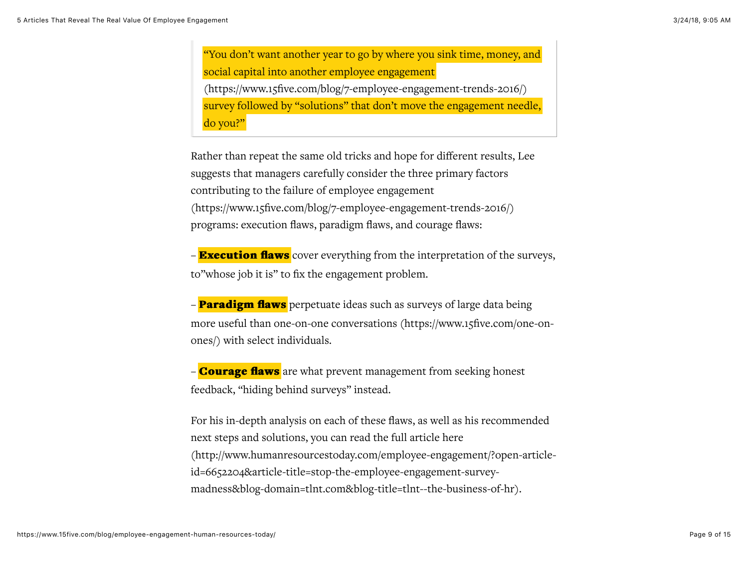> "You don't want another year to go by where you sink time, money, and social capital into another employee engagement (https://www.15five.com/blog/7-employee-engagement-trends-2016/) survey followed by "solutions" that don't move the engagement needle, do you?"

Rather than repeat the same old tricks and hope for different results, Lee suggests that managers carefully consider the three primary factors contributing to the failure of employee engagement (https://www.15five.com/blog/7-employee-engagement-trends-2016/) programs: execution flaws, paradigm flaws, and courage flaws:

– **Execution flaws** cover everything from the interpretation of the surveys, to"whose job it is" to fix the engagement problem.

– **Paradigm flaws** perpetuate ideas such as surveys of large data being more useful than one-on-one conversations (https://www.15five.com/one-on-ones/) with select individuals.

– **Courage flaws** are what prevent management from seeking honest feedback, "hiding behind surveys" instead.

For his in-depth analysis on each of these flaws, as well as his recommended next steps and solutions, you can read the full article here (http://www.humanresourcestoday.com/employee-engagement/?open-article-id=6652204&article-title=stop-the-employee-engagement-survey-madness&blog-domain=tlnt.com&blog-title=tlnt--the-business-of-hr).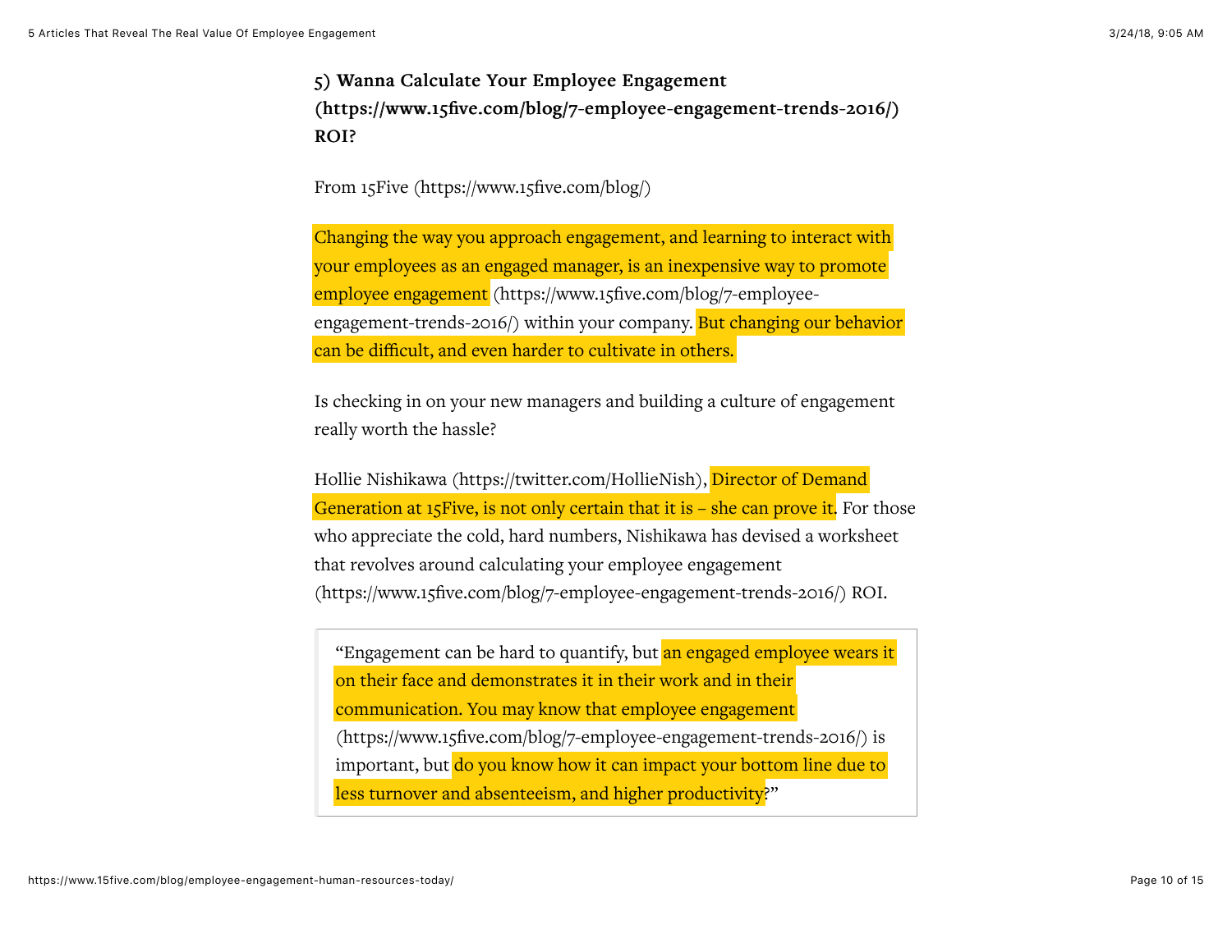### 5) Wanna Calculate Your Employee Engagement (https://www.15five.com/blog/7-employee-engagement-trends-2016/) ROI?

From 15Five (https://www.15five.com/blog/)

Changing the way you approach engagement, and learning to interact with your employees as an engaged manager, is an inexpensive way to promote employee engagement (https://www.15five.com/blog/7-employee-engagement-trends-2016/) within your company. But changing our behavior can be difficult, and even harder to cultivate in others.

Is checking in on your new managers and building a culture of engagement really worth the hassle?

Hollie Nishikawa (https://twitter.com/HollieNish), Director of Demand Generation at 15Five, is not only certain that it is – she can prove it. For those who appreciate the cold, hard numbers, Nishikawa has devised a worksheet that revolves around calculating your employee engagement (https://www.15five.com/blog/7-employee-engagement-trends-2016/) ROI.

> "Engagement can be hard to quantify, but an engaged employee wears it on their face and demonstrates it in their work and in their communication. You may know that employee engagement (https://www.15five.com/blog/7-employee-engagement-trends-2016/) is important, but do you know how it can impact your bottom line due to less turnover and absenteeism, and higher productivity?"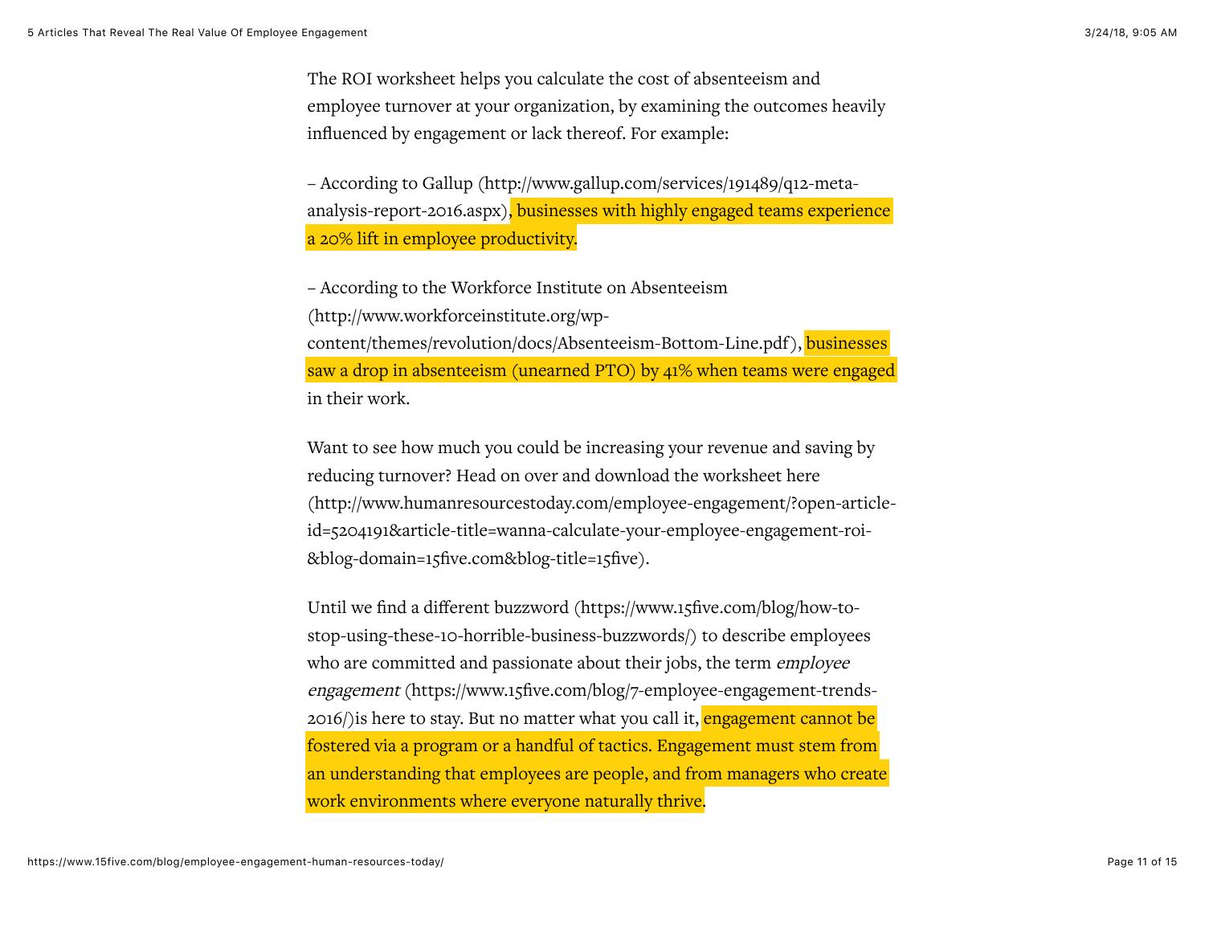The ROI worksheet helps you calculate the cost of absenteeism and employee turnover at your organization, by examining the outcomes heavily influenced by engagement or lack thereof. For example:

– According to Gallup (http://www.gallup.com/services/191489/q12-meta-analysis-report-2016.aspx), businesses with highly engaged teams experience a 20% lift in employee productivity.

– According to the Workforce Institute on Absenteeism (http://www.workforceinstitute.org/wp-content/themes/revolution/docs/Absenteeism-Bottom-Line.pdf), businesses saw a drop in absenteeism (unearned PTO) by 41% when teams were engaged in their work.

Want to see how much you could be increasing your revenue and saving by reducing turnover? Head on over and download the worksheet here (http://www.humanresourcestoday.com/employee-engagement/?open-article-id=5204191&article-title=wanna-calculate-your-employee-engagement-roi-&blog-domain=15five.com&blog-title=15five).

Until we find a different buzzword (https://www.15five.com/blog/how-to-stop-using-these-10-horrible-business-buzzwords/) to describe employees who are committed and passionate about their jobs, the term *employee engagement* (https://www.15five.com/blog/7-employee-engagement-trends-2016/)is here to stay. But no matter what you call it, engagement cannot be fostered via a program or a handful of tactics. Engagement must stem from an understanding that employees are people, and from managers who create work environments where everyone naturally thrive.